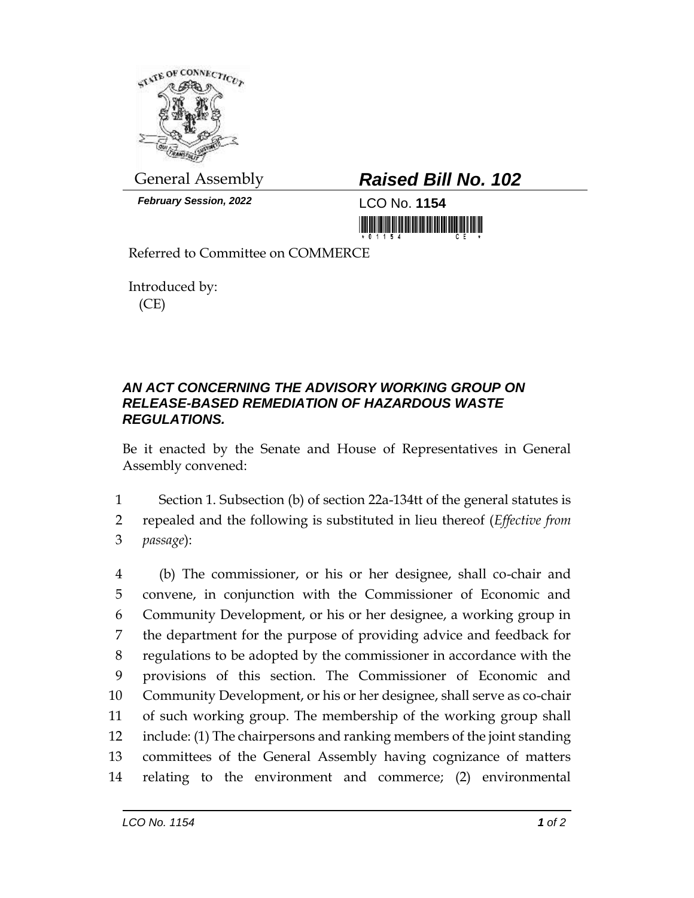General Assembly

***February Session, 2022***

# ***Raised Bill No. 102***

LCO No. **1154**

Referred to Committee on COMMERCE

Introduced by:
(CE)

## ***AN ACT CONCERNING THE ADVISORY WORKING GROUP ON RELEASE-BASED REMEDIATION OF HAZARDOUS WASTE REGULATIONS.***

Be it enacted by the Senate and House of Representatives in General Assembly convened:

1 Section 1. Subsection (b) of section 22a-134tt of the general statutes is
2 repealed and the following is substituted in lieu thereof (*Effective from*
3 *passage*):

4 (b) The commissioner, or his or her designee, shall co-chair and
5 convene, in conjunction with the Commissioner of Economic and
6 Community Development, or his or her designee, a working group in
7 the department for the purpose of providing advice and feedback for
8 regulations to be adopted by the commissioner in accordance with the
9 provisions of this section. The Commissioner of Economic and
10 Community Development, or his or her designee, shall serve as co-chair
11 of such working group. The membership of the working group shall
12 include: (1) The chairpersons and ranking members of the joint standing
13 committees of the General Assembly having cognizance of matters
14 relating to the environment and commerce; (2) environmental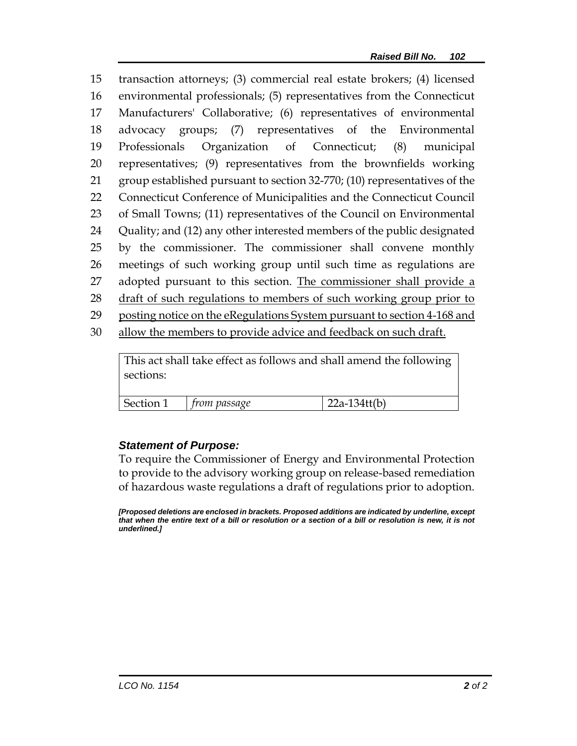15 transaction attorneys; (3) commercial real estate brokers; (4) licensed
16 environmental professionals; (5) representatives from the Connecticut
17 Manufacturers' Collaborative; (6) representatives of environmental
18 advocacy groups; (7) representatives of the Environmental
19 Professionals Organization of Connecticut; (8) municipal
20 representatives; (9) representatives from the brownfields working
21 group established pursuant to section 32-770; (10) representatives of the
22 Connecticut Conference of Municipalities and the Connecticut Council
23 of Small Towns; (11) representatives of the Council on Environmental
24 Quality; and (12) any other interested members of the public designated
25 by the commissioner. The commissioner shall convene monthly
26 meetings of such working group until such time as regulations are
27 adopted pursuant to this section. <u>The commissioner shall provide a</u>
28 <u>draft of such regulations to members of such working group prior to</u>
29 <u>posting notice on the eRegulations System pursuant to section 4-168 and</u>
30 <u>allow the members to provide advice and feedback on such draft.</u>

| This act shall take effect as follows and shall amend the following sections: | | |
|---|---|---|
| Section 1 | *from passage* | 22a-134tt(b) |

### *Statement of Purpose:*

To require the Commissioner of Energy and Environmental Protection to provide to the advisory working group on release-based remediation of hazardous waste regulations a draft of regulations prior to adoption.

***[Proposed deletions are enclosed in brackets. Proposed additions are indicated by underline, except that when the entire text of a bill or resolution or a section of a bill or resolution is new, it is not underlined.]***